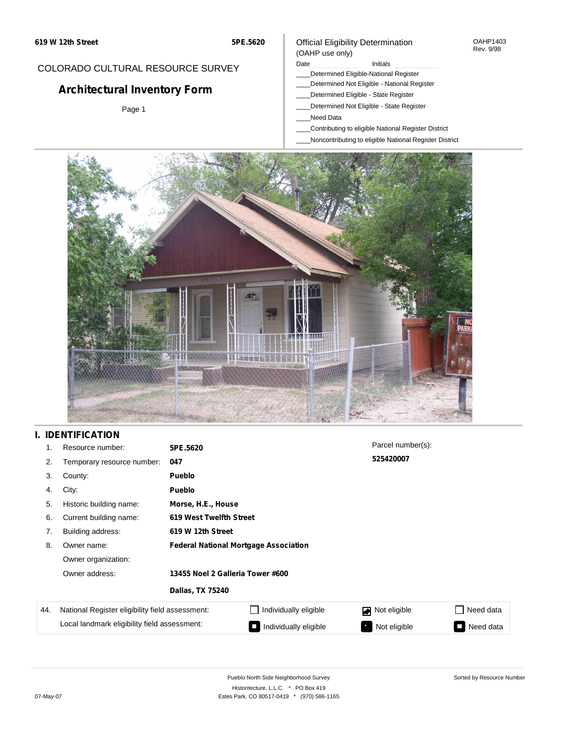619 W 12th Street

5PE.5620

COLORADO CULTURAL RESOURCE SURVEY

# Architectural Inventory Form

Official Eligibility Determination
(OAHP use only)

OAHP1403
Rev. 9/98

Date ____________ Initials ____________

____Determined Eligible-National Register
____Determined Not Eligible - National Register
____Determined Eligible - State Register
____Determined Not Eligible - State Register
____Need Data
____Contributing to eligible National Register District
____Noncontributing to eligible National Register District

## I. IDENTIFICATION

| | | | |
|---|---|---|---|
| 1. | Resource number: | 5PE.5620 | |
| 2. | Temporary resource number: | 047 | |
| 3. | County: | Pueblo | |
| 4. | City: | Pueblo | |
| 5. | Historic building name: | Morse, H.E., House | |
| 6. | Current building name: | 619 West Twelfth Street | |
| 7. | Building address: | 619 W 12th Street | |
| 8. | Owner name: | Federal National Mortgage Association | |
| | Owner organization: | | |
| | Owner address: | 13455 Noel 2 Galleria Tower #600 | |
| | | Dallas, TX 75240 | |

Parcel number(s):
**525420007**

| | | | | |
|---|---|---|---|---|
| 44. | National Register eligibility field assessment: | ☐ Individually eligible | ☑ Not eligible | ☐ Need data |
| | Local landmark eligibility field assessment: | ☐ Individually eligible | ☐ Not eligible | ☐ Need data |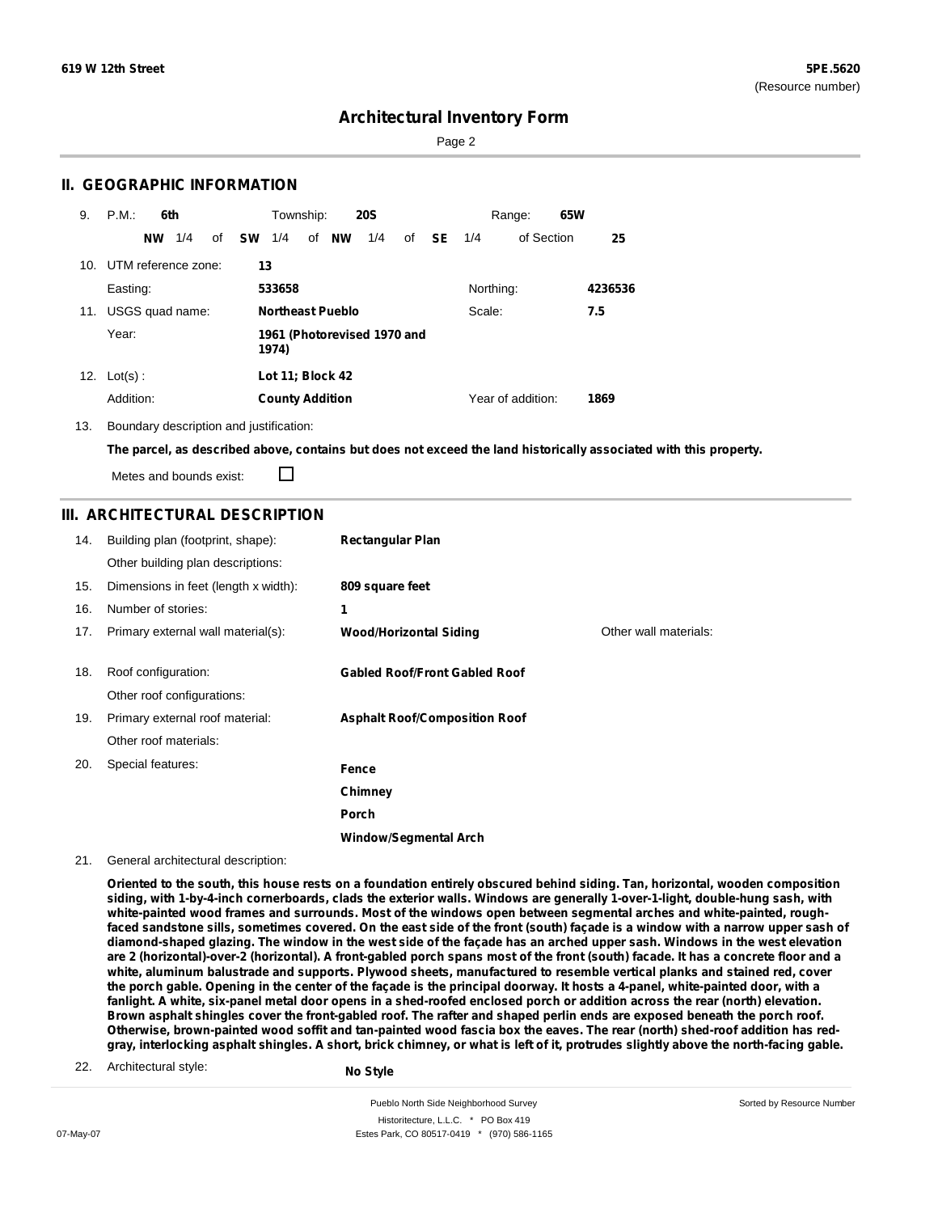619 W 12th Street

5PE.5620
(Resource number)

# Architectural Inventory Form

## II. GEOGRAPHIC INFORMATION

9. P.M.: **6th** Township: **20S** Range: **65W**
   **NW** 1/4 of **SW** 1/4 of **NW** 1/4 of **SE** 1/4 of Section **25**

10. UTM reference zone: **13**
    Easting: **533658** Northing: **4236536**

11. USGS quad name: **Northeast Pueblo** Scale: **7.5**
    Year: **1961 (Photorevised 1970 and 1974)**

12. Lot(s): **Lot 11; Block 42**
    Addition: **County Addition** Year of addition: **1869**

13. Boundary description and justification:
    **The parcel, as described above, contains but does not exceed the land historically associated with this property.**
    Metes and bounds exist: ☐

## III. ARCHITECTURAL DESCRIPTION

14. Building plan (footprint, shape): **Rectangular Plan**
    Other building plan descriptions:
15. Dimensions in feet (length x width): **809 square feet**
16. Number of stories: **1**
17. Primary external wall material(s): **Wood/Horizontal Siding** Other wall materials:
18. Roof configuration: **Gabled Roof/Front Gabled Roof**
    Other roof configurations:
19. Primary external roof material: **Asphalt Roof/Composition Roof**
    Other roof materials:
20. Special features: **Fence**
    **Chimney**
    **Porch**
    **Window/Segmental Arch**
21. General architectural description:

**Oriented to the south, this house rests on a foundation entirely obscured behind siding. Tan, horizontal, wooden composition siding, with 1-by-4-inch cornerboards, clads the exterior walls. Windows are generally 1-over-1-light, double-hung sash, with white-painted wood frames and surrounds. Most of the windows open between segmental arches and white-painted, rough-faced sandstone sills, sometimes covered. On the east side of the front (south) façade is a window with a narrow upper sash of diamond-shaped glazing. The window in the west side of the façade has an arched upper sash. Windows in the west elevation are 2 (horizontal)-over-2 (horizontal). A front-gabled porch spans most of the front (south) facade. It has a concrete floor and a white, aluminum balustrade and supports. Plywood sheets, manufactured to resemble vertical planks and stained red, cover the porch gable. Opening in the center of the façade is the principal doorway. It hosts a 4-panel, white-painted door, with a fanlight. A white, six-panel metal door opens in a shed-roofed enclosed porch or addition across the rear (north) elevation. Brown asphalt shingles cover the front-gabled roof. The rafter and shaped perlin ends are exposed beneath the porch roof. Otherwise, brown-painted wood soffit and tan-painted wood fascia box the eaves. The rear (north) shed-roof addition has red-gray, interlocking asphalt shingles. A short, brick chimney, or what is left of it, protrudes slightly above the north-facing gable.**

22. Architectural style: **No Style**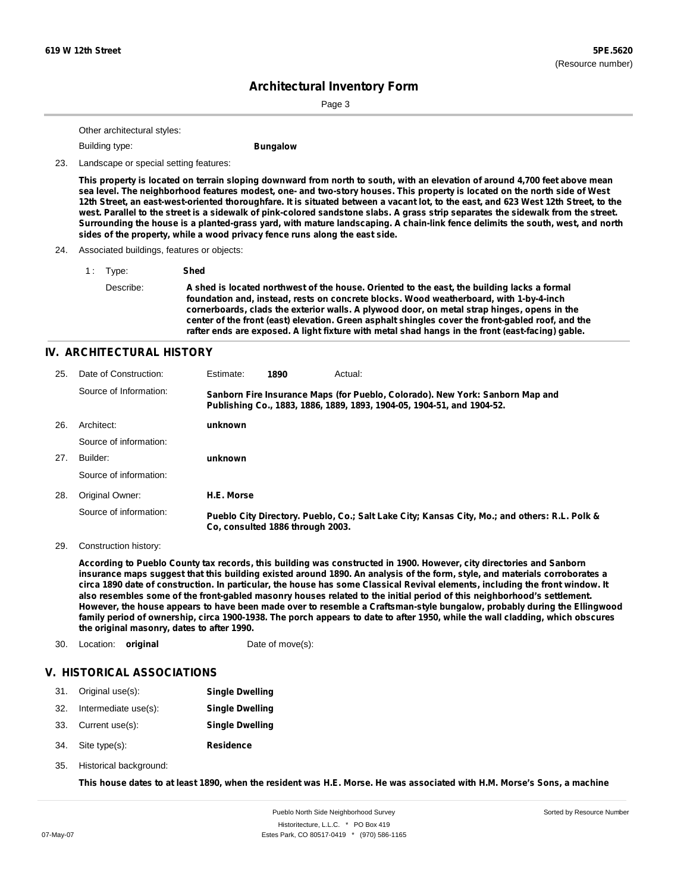**619 W 12th Street** | **5PE.5620** (Resource number)

# Architectural Inventory Form

Other architectural styles:

Building type: **Bungalow**

23. Landscape or special setting features:

**This property is located on terrain sloping downward from north to south, with an elevation of around 4,700 feet above mean sea level. The neighborhood features modest, one- and two-story houses. This property is located on the north side of West 12th Street, an east-west-oriented thoroughfare. It is situated between a vacant lot, to the east, and 623 West 12th Street, to the west. Parallel to the street is a sidewalk of pink-colored sandstone slabs. A grass strip separates the sidewalk from the street. Surrounding the house is a planted-grass yard, with mature landscaping. A chain-link fence delimits the south, west, and north sides of the property, while a wood privacy fence runs along the east side.**

24. Associated buildings, features or objects:

1 : Type: **Shed**

Describe: **A shed is located northwest of the house. Oriented to the east, the building lacks a formal foundation and, instead, rests on concrete blocks. Wood weatherboard, with 1-by-4-inch cornerboards, clads the exterior walls. A plywood door, on metal strap hinges, opens in the center of the front (east) elevation. Green asphalt shingles cover the front-gabled roof, and the rafter ends are exposed. A light fixture with metal shad hangs in the front (east-facing) gable.**

## IV. ARCHITECTURAL HISTORY

25. Date of Construction: Estimate: **1890** Actual:

Source of Information: **Sanborn Fire Insurance Maps (for Pueblo, Colorado). New York: Sanborn Map and Publishing Co., 1883, 1886, 1889, 1893, 1904-05, 1904-51, and 1904-52.**

26. Architect: **unknown**

Source of information:

27. Builder: **unknown**

Source of information:

28. Original Owner: **H.E. Morse**

Source of information: **Pueblo City Directory. Pueblo, Co.; Salt Lake City; Kansas City, Mo.; and others: R.L. Polk & Co, consulted 1886 through 2003.**

29. Construction history:

**According to Pueblo County tax records, this building was constructed in 1900. However, city directories and Sanborn insurance maps suggest that this building existed around 1890. An analysis of the form, style, and materials corroborates a circa 1890 date of construction. In particular, the house has some Classical Revival elements, including the front window. It also resembles some of the front-gabled masonry houses related to the initial period of this neighborhood's settlement. However, the house appears to have been made over to resemble a Craftsman-style bungalow, probably during the Ellingwood family period of ownership, circa 1900-1938. The porch appears to date to after 1950, while the wall cladding, which obscures the original masonry, dates to after 1990.**

30. Location: **original** Date of move(s):

## V. HISTORICAL ASSOCIATIONS

31. Original use(s): **Single Dwelling**
32. Intermediate use(s): **Single Dwelling**
33. Current use(s): **Single Dwelling**
34. Site type(s): **Residence**
35. Historical background:

**This house dates to at least 1890, when the resident was H.E. Morse. He was associated with H.M. Morse's Sons, a machine**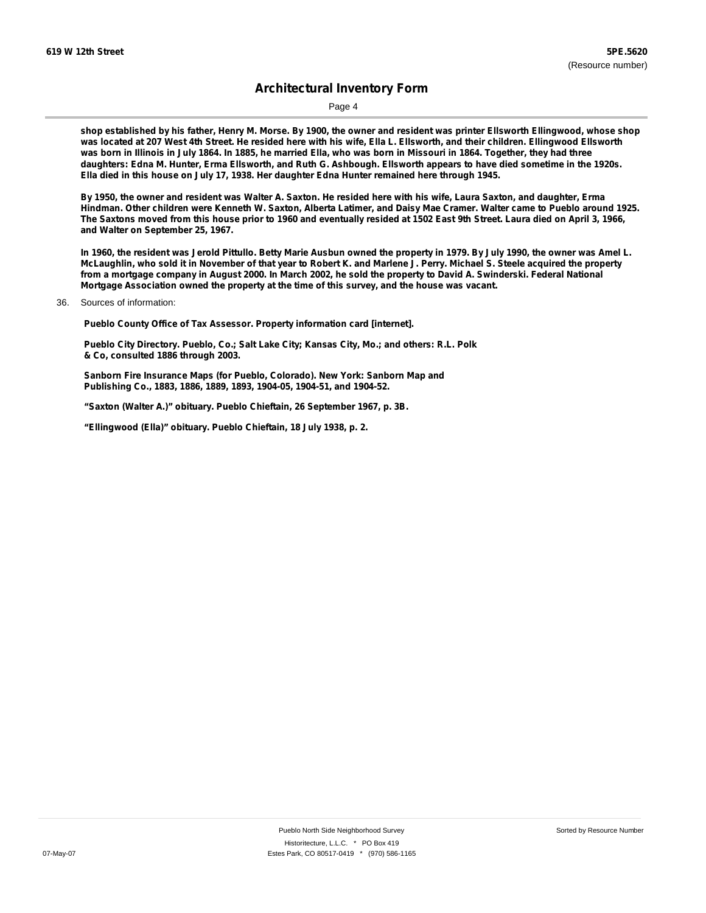**shop established by his father, Henry M. Morse. By 1900, the owner and resident was printer Ellsworth Ellingwood, whose shop was located at 207 West 4th Street. He resided here with his wife, Ella L. Ellsworth, and their children. Ellingwood Ellsworth was born in Illinois in July 1864. In 1885, he married Ella, who was born in Missouri in 1864. Together, they had three daughters: Edna M. Hunter, Erma Ellsworth, and Ruth G. Ashbough. Ellsworth appears to have died sometime in the 1920s. Ella died in this house on July 17, 1938. Her daughter Edna Hunter remained here through 1945.**

**By 1950, the owner and resident was Walter A. Saxton. He resided here with his wife, Laura Saxton, and daughter, Erma Hindman. Other children were Kenneth W. Saxton, Alberta Latimer, and Daisy Mae Cramer. Walter came to Pueblo around 1925. The Saxtons moved from this house prior to 1960 and eventually resided at 1502 East 9th Street. Laura died on April 3, 1966, and Walter on September 25, 1967.**

**In 1960, the resident was Jerold Pittullo. Betty Marie Ausbun owned the property in 1979. By July 1990, the owner was Amel L. McLaughlin, who sold it in November of that year to Robert K. and Marlene J. Perry. Michael S. Steele acquired the property from a mortgage company in August 2000. In March 2002, he sold the property to David A. Swinderski. Federal National Mortgage Association owned the property at the time of this survey, and the house was vacant.**

36. Sources of information:

**Pueblo County Office of Tax Assessor. Property information card [internet].**

**Pueblo City Directory. Pueblo, Co.; Salt Lake City; Kansas City, Mo.; and others: R.L. Polk & Co, consulted 1886 through 2003.**

**Sanborn Fire Insurance Maps (for Pueblo, Colorado). New York: Sanborn Map and Publishing Co., 1883, 1886, 1889, 1893, 1904-05, 1904-51, and 1904-52.**

**"Saxton (Walter A.)" obituary. Pueblo Chieftain, 26 September 1967, p. 3B.**

**"Ellingwood (Ella)" obituary. Pueblo Chieftain, 18 July 1938, p. 2.**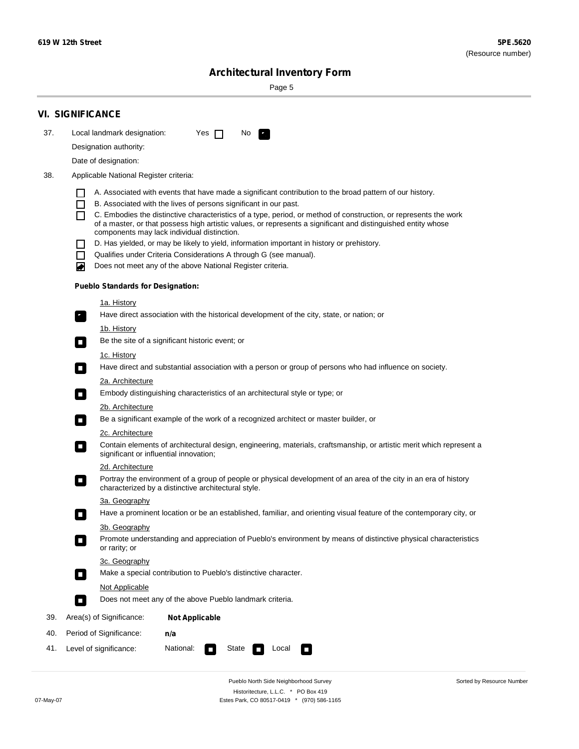## Architectural Inventory Form

## VI. SIGNIFICANCE

37. Local landmark designation: Yes ☐ No ☑

Designation authority:

Date of designation:

38. Applicable National Register criteria:

- ☐ A. Associated with events that have made a significant contribution to the broad pattern of our history.
- ☐ B. Associated with the lives of persons significant in our past.
- ☐ C. Embodies the distinctive characteristics of a type, period, or method of construction, or represents the work of a master, or that possess high artistic values, or represents a significant and distinguished entity whose components may lack individual distinction.
- ☐ D. Has yielded, or may be likely to yield, information important in history or prehistory.
- ☐ Qualifies under Criteria Considerations A through G (see manual).
- ☑ Does not meet any of the above National Register criteria.

**Pueblo Standards for Designation:**

1a. History
☑ Have direct association with the historical development of the city, state, or nation; or

1b. History
☐ Be the site of a significant historic event; or

1c. History
☐ Have direct and substantial association with a person or group of persons who had influence on society.

2a. Architecture
☐ Embody distinguishing characteristics of an architectural style or type; or

2b. Architecture
☐ Be a significant example of the work of a recognized architect or master builder, or

2c. Architecture
☐ Contain elements of architectural design, engineering, materials, craftsmanship, or artistic merit which represent a significant or influential innovation;

2d. Architecture
☐ Portray the environment of a group of people or physical development of an area of the city in an era of history characterized by a distinctive architectural style.

3a. Geography
☐ Have a prominent location or be an established, familiar, and orienting visual feature of the contemporary city, or

3b. Geography
☐ Promote understanding and appreciation of Pueblo's environment by means of distinctive physical characteristics or rarity; or

3c. Geography
☐ Make a special contribution to Pueblo's distinctive character.

Not Applicable
☐ Does not meet any of the above Pueblo landmark criteria.

39. Area(s) of Significance: **Not Applicable**

40. Period of Significance: **n/a**

41. Level of significance: National: ☐ State ☐ Local ☐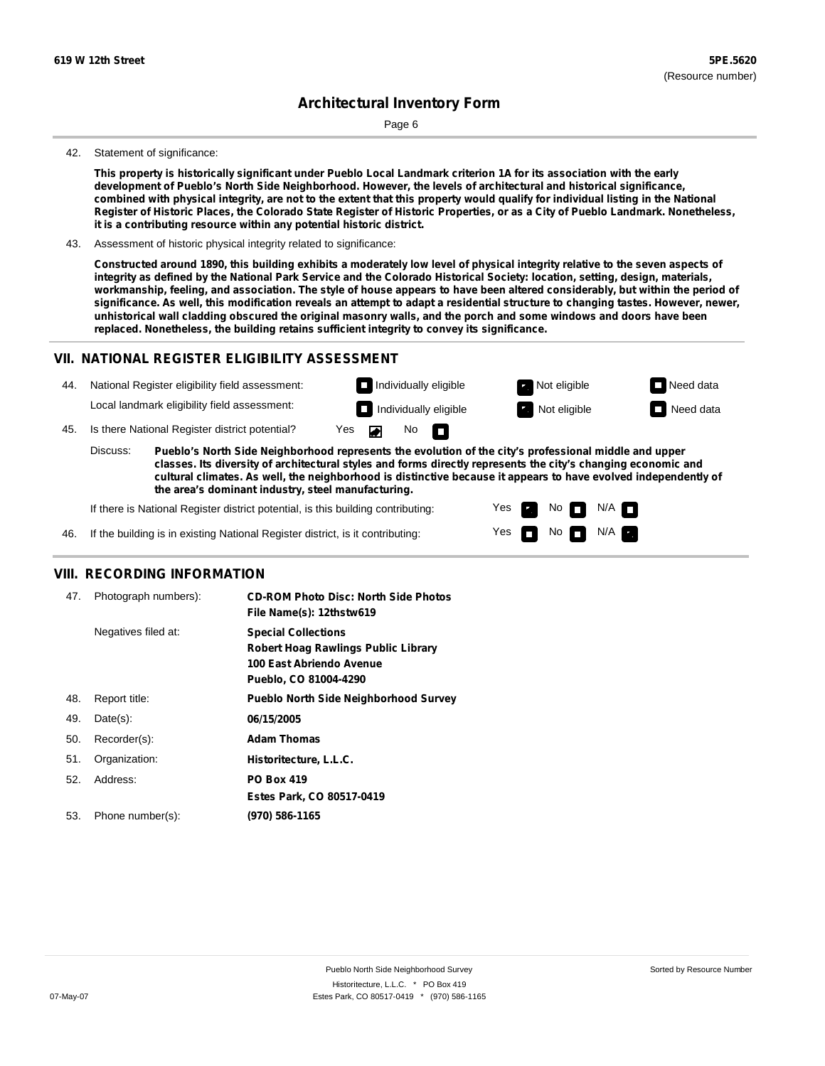42. Statement of significance:

**This property is historically significant under Pueblo Local Landmark criterion 1A for its association with the early development of Pueblo's North Side Neighborhood. However, the levels of architectural and historical significance, combined with physical integrity, are not to the extent that this property would qualify for individual listing in the National Register of Historic Places, the Colorado State Register of Historic Properties, or as a City of Pueblo Landmark. Nonetheless, it is a contributing resource within any potential historic district.**

43. Assessment of historic physical integrity related to significance:

**Constructed around 1890, this building exhibits a moderately low level of physical integrity relative to the seven aspects of integrity as defined by the National Park Service and the Colorado Historical Society: location, setting, design, materials, workmanship, feeling, and association. The style of house appears to have been altered considerably, but within the period of significance. As well, this modification reveals an attempt to adapt a residential structure to changing tastes. However, newer, unhistorical wall cladding obscured the original masonry walls, and the porch and some windows and doors have been replaced. Nonetheless, the building retains sufficient integrity to convey its significance.**

## VII. NATIONAL REGISTER ELIGIBILITY ASSESSMENT

44. National Register eligibility field assessment: ☐ Individually eligible ☒ Not eligible ☐ Need data

Local landmark eligibility field assessment: ☐ Individually eligible ☒ Not eligible ☐ Need data

45. Is there National Register district potential? Yes ☒ No ☐

Discuss: **Pueblo's North Side Neighborhood represents the evolution of the city's professional middle and upper classes. Its diversity of architectural styles and forms directly represents the city's changing economic and cultural climates. As well, the neighborhood is distinctive because it appears to have evolved independently of the area's dominant industry, steel manufacturing.**

If there is National Register district potential, is this building contributing: Yes ☒ No ☐ N/A ☐

46. If the building is in existing National Register district, is it contributing: Yes ☐ No ☐ N/A ☒

## VIII. RECORDING INFORMATION

47. Photograph numbers): **CD-ROM Photo Disc: North Side Photos**
**File Name(s): 12thstw619**

Negatives filed at: **Special Collections**
**Robert Hoag Rawlings Public Library**
**100 East Abriendo Avenue**
**Pueblo, CO 81004-4290**

48. Report title: **Pueblo North Side Neighborhood Survey**

49. Date(s): **06/15/2005**

50. Recorder(s): **Adam Thomas**

51. Organization: **Historitecture, L.L.C.**

52. Address: **PO Box 419**
**Estes Park, CO 80517-0419**

53. Phone number(s): **(970) 586-1165**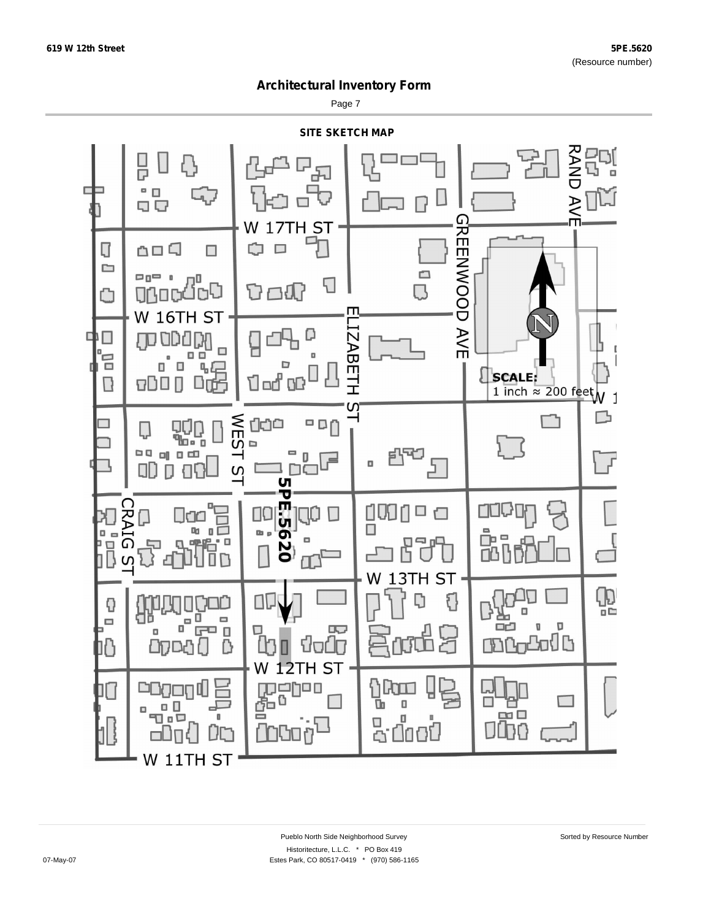## Architectural Inventory Form

### SITE SKETCH MAP

W 17TH ST

W 16TH ST

W 13TH ST

W 12TH ST

W 11TH ST

RAND AVE

GREENWOOD AVE

ELIZABETH ST

WEST ST

CRAIG ST

5PE.5620

N

**SCALE:**
1 inch ≈ 200 feet

Pueblo North Side Neighborhood Survey

Historitecture, L.L.C. * PO Box 419

Estes Park, CO 80517-0419 * (970) 586-1165

Sorted by Resource Number

07-May-07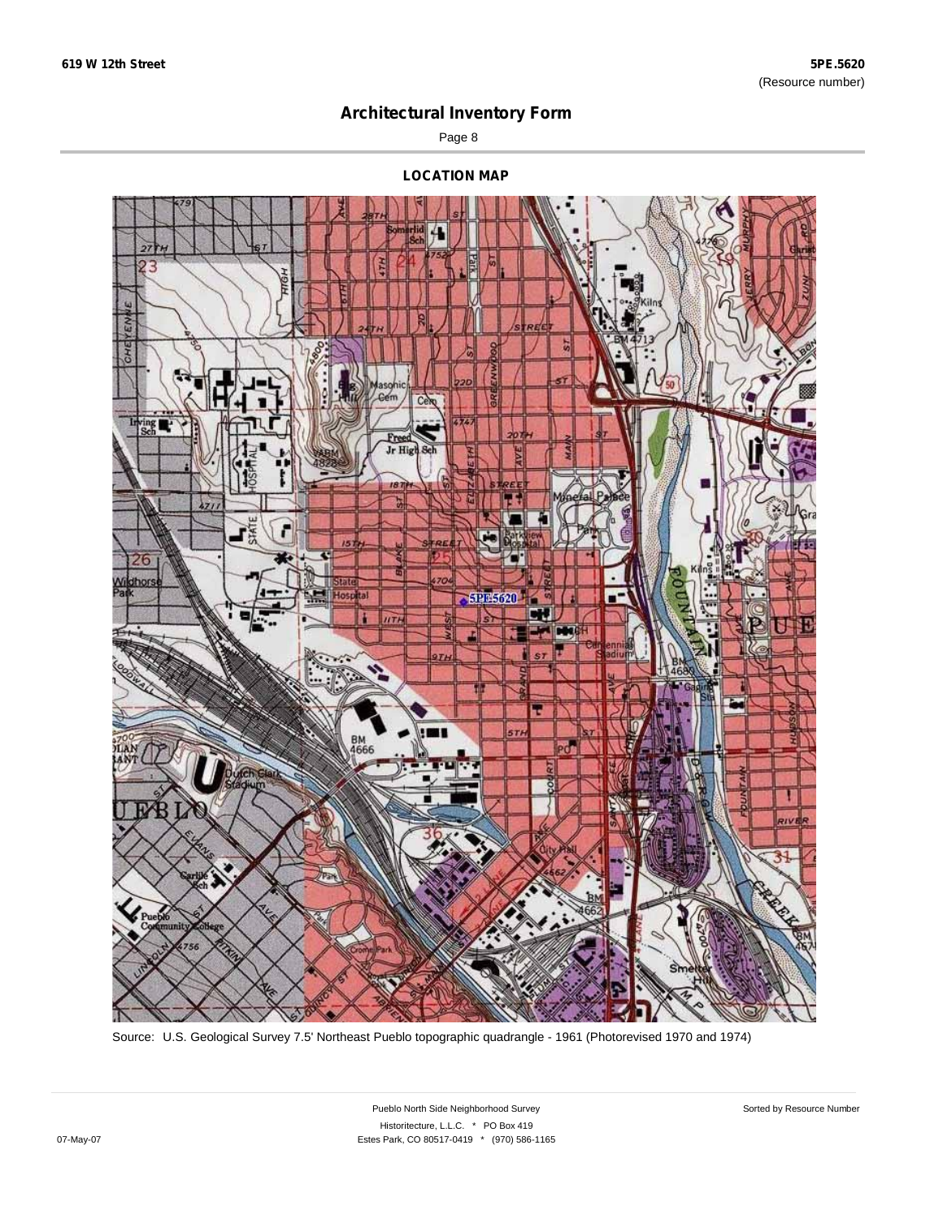## LOCATION MAP

Source: U.S. Geological Survey 7.5' Northeast Pueblo topographic quadrangle - 1961 (Photorevised 1970 and 1974)